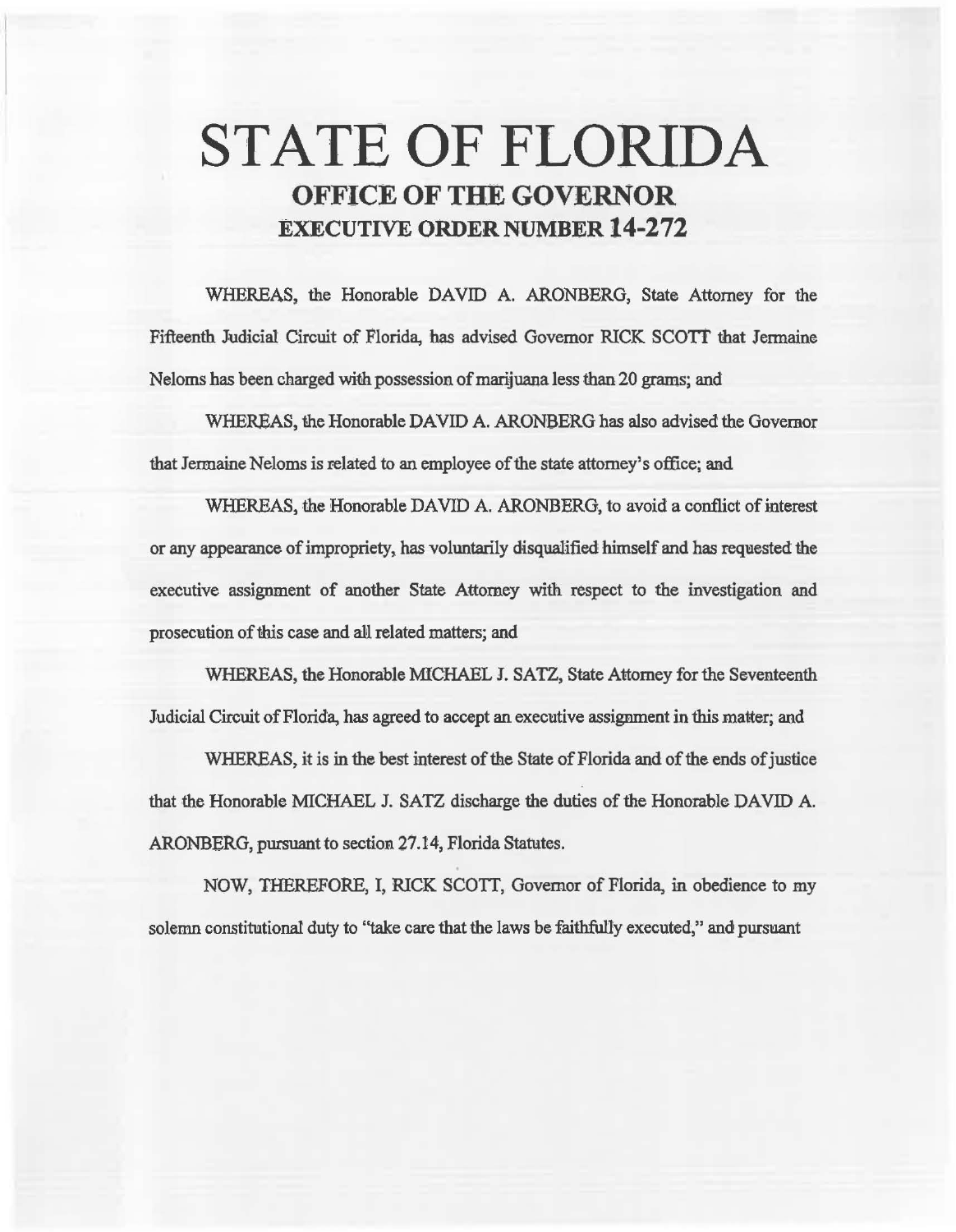# STATE OF FLORIDA

## OFFICE OF THE GOVERNOR

## EXECUTIVE ORDER NUMBER 14-272

WHEREAS, the Honorable DAVID A. ARONBERG, State Attorney for the Fifteenth Judicial Circuit of Florida, has advised Governor RICK SCOTT that Jermaine Neloms has been charged with possession of marijuana less than 20 grams; and

WHEREAS, the Honorable DAVID A. ARONBERG has also advised the Governor that Jermaine Neloms is related to an employee of the state attorney's office; and

WHEREAS, the Honorable DAVID A. ARONBERG, to avoid a conflict of interest or any appearance of impropriety, has voluntarily disqualified himself and has requested the executive assignment of another State Attorney with respect to the investigation and prosecution of this case and all related matters; and

WHEREAS, the Honorable MICHAEL J. SATZ, State Attorney for the Seventeenth Judicial Circuit of Florida, has agreed to accept an executive assignment in this matter; and

WHEREAS, it is in the best interest of the State of Florida and of the ends of justice that the Honorable MICHAEL J. SATZ discharge the duties of the Honorable DAVID A. ARONBERG, pursuant to section 27.14, Florida Statutes.

NOW, THEREFORE, I, RICK SCOTT, Governor of Florida, in obedience to my solemn constitutional duty to "take care that the laws be faithfully executed," and pursuant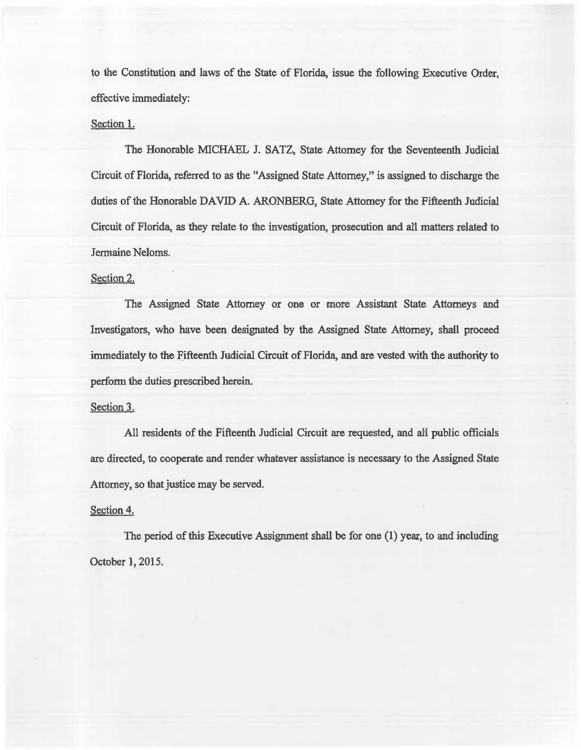to the Constitution and laws of the State of Florida, issue the following Executive Order, effective immediately:

Section 1.

The Honorable MICHAEL J. SATZ, State Attorney for the Seventeenth Judicial Circuit of Florida, referred to as the "Assigned State Attorney," is assigned to discharge the duties of the Honorable DAVID A. ARONBERG, State Attorney for the Fifteenth Judicial Circuit of Florida, as they relate to the investigation, prosecution and all matters related to Jermaine Neloms.

Section 2.

The Assigned State Attorney or one or more Assistant State Attorneys and Investigators, who have been designated by the Assigned State Attorney, shall proceed immediately to the Fifteenth Judicial Circuit of Florida, and are vested with the authority to perform the duties prescribed herein.

Section 3.

All residents of the Fifteenth Judicial Circuit are requested, and all public officials are directed, to cooperate and render whatever assistance is necessary to the Assigned State Attorney, so that justice may be served.

Section 4.

The period of this Executive Assignment shall be for one (1) year, to and including October 1, 2015.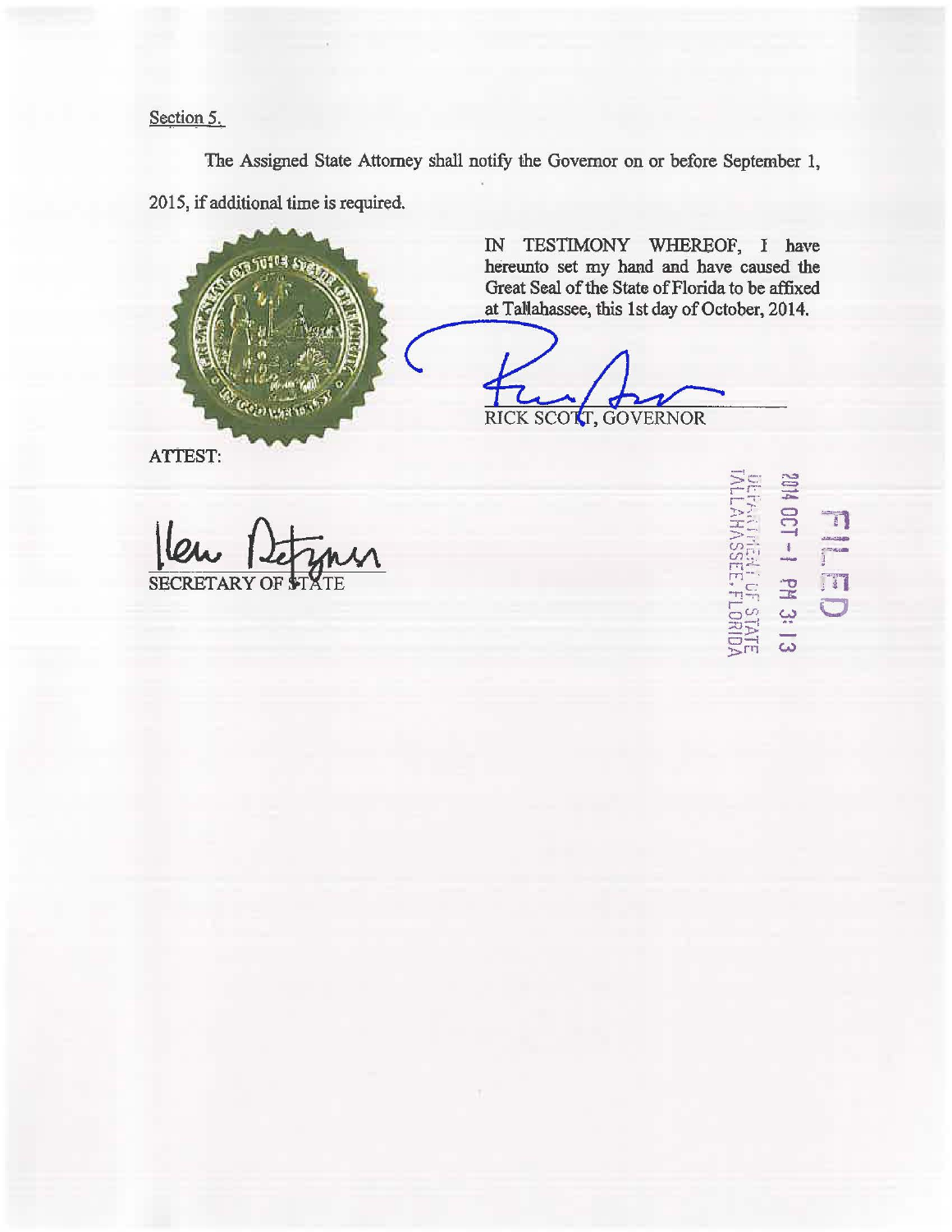Section 5.

The Assigned State Attorney shall notify the Governor on or before September 1, 2015, if additional time is required.

IN TESTIMONY WHEREOF, I have hereunto set my hand and have caused the Great Seal of the State of Florida to be affixed at Tallahassee, this 1st day of October, 2014.

RICK SCOTT, GOVERNOR

ATTEST:

SECRETARY OF STATE

FILED

2014 OCT -1 PM 3:13

DEPARTMENT OF STATE
TALLAHASSEE, FLORIDA